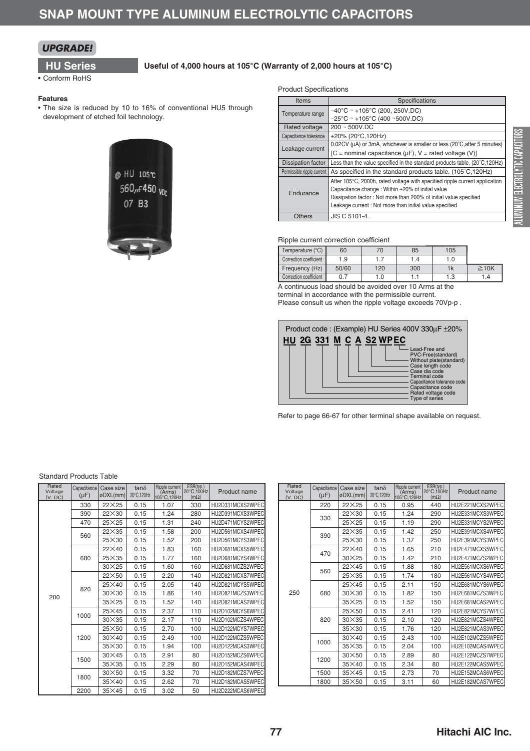# SNAP MOUNT TYPE ALUMINUM ELECTROLYTIC CAPACITORS

***UPGRADE!***

## HU Series

**Useful of 4,000 hours at 105°C (Warranty of 2,000 hours at 105°C)**

• Conform RoHS

**Features**

• The size is reduced by 10 to 16% of conventional HU5 through development of etched foil technology.

Product Specifications

| Items | Specifications |
|---|---|
| Temperature range | –40°C ~ +105°C (200, 250V.DC)<br>–25°C ~ +105°C (400 ~500V.DC) |
| Rated voltage | 200 ~ 500V.DC |
| Capacitance tolerance | ±20% (20°C,120Hz) |
| Leakage current | 0.02CV (μA) or 3mA, whichever is smaller or less (20°C,after 5 minutes)<br>[C = nominal capacitance (μF), V = rated voltage (V)] |
| Dissipation factor | Less than the value specified in the standard products table. (20°C,120Hz) |
| Permissible ripple current | As specified in the standard products table. (105°C,120Hz) |
| Endurance | After 105°C, 2000h, rated voltage with specified ripple current application<br>Capacitance change : Within ±20% of initial value<br>Dissipation factor : Not more than 200% of initial value specified<br>Leakage current : Not more than initial value specified |
| Others | JIS C 5101-4. |

Ripple current correction coefficient

| Temperature (°C) | 60 | 70 | 85 | 105 | |
|---|---|---|---|---|---|
| Correction coefficient | 1.9 | 1.7 | 1.4 | 1.0 | |
| Frequency (Hz) | 50/60 | 120 | 300 | 1k | ≧10K |
| Correction coefficient | 0.7 | 1.0 | 1.1 | 1.3 | 1.4 |

A continuous load should be avoided over 10 Arms at the terminal in accordance with the permissible current.
Please consult us when the ripple voltage exceeds 70Vp-p .

Product code : (Example) HU Series 400V 330μF ±20%

**HU 2G 331 M C A S2 WPEC**

- WPEC: Lead-Free and PVC-Free(standard), Without plate(standard)
- S2: Case length code
- A: Case dia code
- C: Terminal code
- M: Capacitance tolerance code
- 331: Capacitance code
- 2G: Rated voltage code
- HU: Type of series

Refer to page 66-67 for other terminal shape available on request.

Standard Products Table

| Rated Voltage (V. DC) | Capacitance (μF) | Case size øDXL(mm) | tanδ 20°C,120Hz | Ripple current (Arms) 105°C,120Hz | ESR(typ.) 20°C,100Hz (mΩ) | Product name |
|---|---|---|---|---|---|---|
| 200 | 330 | 22×25 | 0.15 | 1.07 | 330 | HU2D331MCXS2WPEC |
| | 390 | 22×30 | 0.15 | 1.24 | 280 | HU2D391MCXS3WPEC |
| | 470 | 25×25 | 0.15 | 1.31 | 240 | HU2D471MCYS2WPEC |
| | 560 | 22×35 | 0.15 | 1.58 | 200 | HU2D561MCXS4WPEC |
| | | 25×30 | 0.15 | 1.52 | 200 | HU2D561MCYS3WPEC |
| | 680 | 22×40 | 0.15 | 1.83 | 160 | HU2D681MCXS5WPEC |
| | | 25×35 | 0.15 | 1.77 | 160 | HU2D681MCYS4WPEC |
| | | 30×25 | 0.15 | 1.60 | 160 | HU2D681MCZS2WPEC |
| | 820 | 22×50 | 0.15 | 2.20 | 140 | HU2D821MCXS7WPEC |
| | | 25×40 | 0.15 | 2.05 | 140 | HU2D821MCYS5WPEC |
| | | 30×30 | 0.15 | 1.86 | 140 | HU2D821MCZS3WPEC |
| | | 35×25 | 0.15 | 1.52 | 140 | HU2D821MCAS2WPEC |
| | 1000 | 25×45 | 0.15 | 2.37 | 110 | HU2D102MCYS6WPEC |
| | | 30×35 | 0.15 | 2.17 | 110 | HU2D102MCZS4WPEC |
| | 1200 | 25×50 | 0.15 | 2.70 | 100 | HU2D122MCYS7WPEC |
| | | 30×40 | 0.15 | 2.49 | 100 | HU2D122MCZS5WPEC |
| | | 35×30 | 0.15 | 1.94 | 100 | HU2D122MCAS3WPEC |
| | 1500 | 30×45 | 0.15 | 2.91 | 80 | HU2D152MCZS6WPEC |
| | | 35×35 | 0.15 | 2.29 | 80 | HU2D152MCAS4WPEC |
| | 1800 | 30×50 | 0.15 | 3.32 | 70 | HU2D182MCZS7WPEC |
| | | 35×40 | 0.15 | 2.62 | 70 | HU2D182MCAS5WPEC |
| | 2200 | 35×45 | 0.15 | 3.02 | 50 | HU2D222MCAS6WPEC |

| Rated Voltage (V. DC) | Capacitance (μF) | Case size øDXL(mm) | tanδ 20°C,120Hz | Ripple current (Arms) 105°C,120Hz | ESR(typ.) 20°C,100Hz (mΩ) | Product name |
|---|---|---|---|---|---|---|
| 250 | 220 | 22×25 | 0.15 | 0.95 | 440 | HU2E221MCXS2WPEC |
| | 330 | 22×30 | 0.15 | 1.24 | 290 | HU2E331MCXS3WPEC |
| | | 25×25 | 0.15 | 1.19 | 290 | HU2E331MCYS2WPEC |
| | 390 | 22×35 | 0.15 | 1.42 | 250 | HU2E391MCXS4WPEC |
| | | 25×30 | 0.15 | 1.37 | 250 | HU2E391MCYS3WPEC |
| | 470 | 22×40 | 0.15 | 1.65 | 210 | HU2E471MCXS5WPEC |
| | | 30×25 | 0.15 | 1.42 | 210 | HU2E471MCZS2WPEC |
| | 560 | 22×45 | 0.15 | 1.88 | 180 | HU2E561MCXS6WPEC |
| | | 25×35 | 0.15 | 1.74 | 180 | HU2E561MCYS4WPEC |
| | 680 | 25×45 | 0.15 | 2.11 | 150 | HU2E681MCYS6WPEC |
| | | 30×30 | 0.15 | 1.82 | 150 | HU2E681MCZS3WPEC |
| | | 35×25 | 0.15 | 1.52 | 150 | HU2E681MCAS2WPEC |
| | 820 | 25×50 | 0.15 | 2.41 | 120 | HU2E821MCYS7WPEC |
| | | 30×35 | 0.15 | 2.10 | 120 | HU2E821MCZS4WPEC |
| | | 35×30 | 0.15 | 1.76 | 120 | HU2E821MCAS3WPEC |
| | 1000 | 30×40 | 0.15 | 2.43 | 100 | HU2E102MCZS5WPEC |
| | | 35×35 | 0.15 | 2.04 | 100 | HU2E102MCAS4WPEC |
| | 1200 | 30×50 | 0.15 | 2.89 | 80 | HU2E122MCZS7WPEC |
| | | 35×40 | 0.15 | 2.34 | 80 | HU2E122MCAS5WPEC |
| | 1500 | 35×45 | 0.15 | 2.73 | 70 | HU2E152MCAS6WPEC |
| | 1800 | 35×50 | 0.15 | 3.11 | 60 | HU2E182MCAS7WPEC |

Hitachi AIC Inc.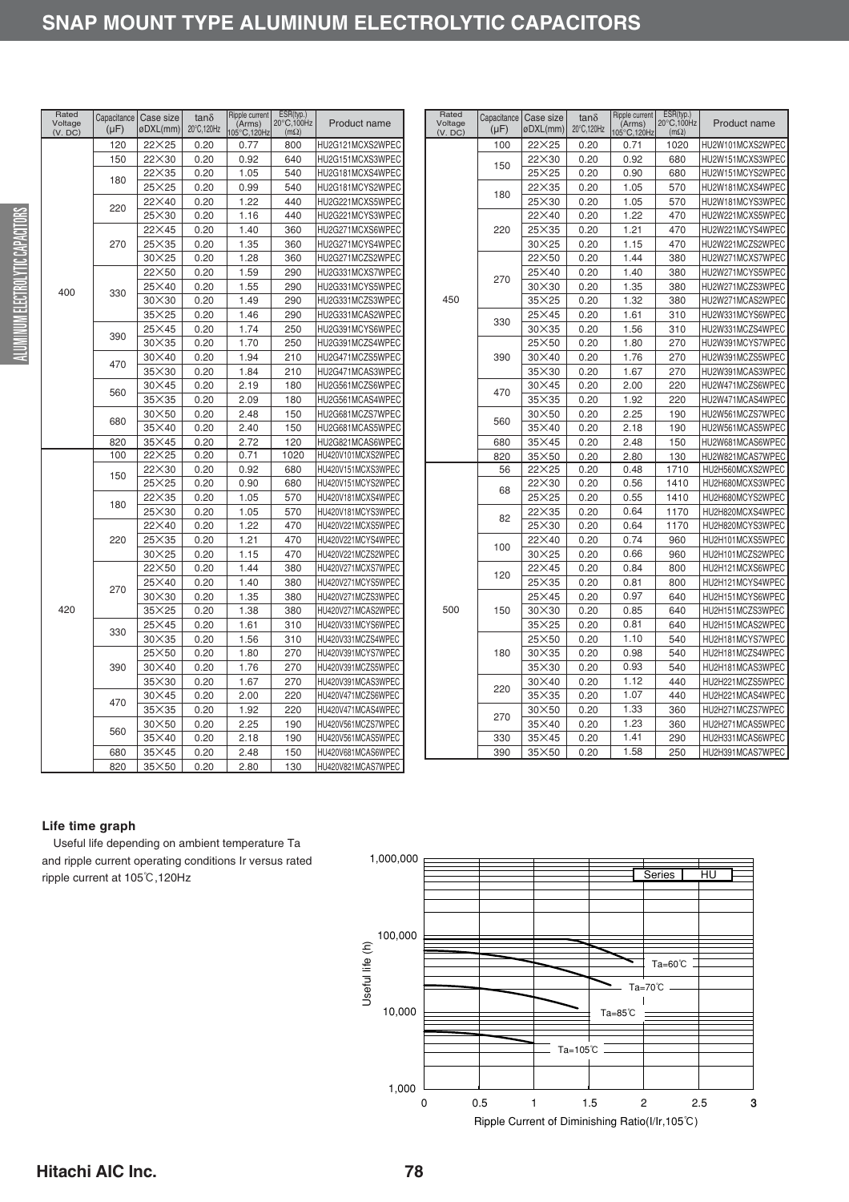# SNAP MOUNT TYPE ALUMINUM ELECTROLYTIC CAPACITORS

| Rated Voltage (V. DC) | Capacitance (μF) | Case size øDXL(mm) | tanδ 20°C,120Hz | Ripple current (Arms) 105°C,120Hz | ESR(typ.) 20°C,100Hz (mΩ) | Product name |
|---|---|---|---|---|---|---|
| 400 | 120 | 22×25 | 0.20 | 0.77 | 800 | HU2G121MCXS2WPEC |
| | 150 | 22×30 | 0.20 | 0.92 | 640 | HU2G151MCXS3WPEC |
| | 180 | 22×35 | 0.20 | 1.05 | 540 | HU2G181MCXS4WPEC |
| | | 25×25 | 0.20 | 0.99 | 540 | HU2G181MCYS2WPEC |
| | 220 | 22×40 | 0.20 | 1.22 | 440 | HU2G221MCXS5WPEC |
| | | 25×30 | 0.20 | 1.16 | 440 | HU2G221MCYS3WPEC |
| | 270 | 22×45 | 0.20 | 1.40 | 360 | HU2G271MCXS6WPEC |
| | | 25×35 | 0.20 | 1.35 | 360 | HU2G271MCYS4WPEC |
| | | 30×25 | 0.20 | 1.28 | 360 | HU2G271MCZS2WPEC |
| | 330 | 22×50 | 0.20 | 1.59 | 290 | HU2G331MCXS7WPEC |
| | | 25×40 | 0.20 | 1.55 | 290 | HU2G331MCYS5WPEC |
| | | 30×30 | 0.20 | 1.49 | 290 | HU2G331MCZS3WPEC |
| | | 35×25 | 0.20 | 1.46 | 290 | HU2G331MCAS2WPEC |
| | 390 | 25×45 | 0.20 | 1.74 | 250 | HU2G391MCYS6WPEC |
| | | 30×35 | 0.20 | 1.70 | 250 | HU2G391MCZS4WPEC |
| | 470 | 30×40 | 0.20 | 1.94 | 210 | HU2G471MCZS5WPEC |
| | | 35×30 | 0.20 | 1.84 | 210 | HU2G471MCAS3WPEC |
| | 560 | 30×45 | 0.20 | 2.19 | 180 | HU2G561MCZS6WPEC |
| | | 35×35 | 0.20 | 2.09 | 180 | HU2G561MCAS4WPEC |
| | 680 | 30×50 | 0.20 | 2.48 | 150 | HU2G681MCZS7WPEC |
| | | 35×40 | 0.20 | 2.40 | 150 | HU2G681MCAS5WPEC |
| | 820 | 35×45 | 0.20 | 2.72 | 120 | HU2G821MCAS6WPEC |
| 420 | 100 | 22×25 | 0.20 | 0.71 | 1020 | HU420V101MCXS2WPEC |
| | 150 | 22×30 | 0.20 | 0.92 | 680 | HU420V151MCXS3WPEC |
| | | 25×25 | 0.20 | 0.90 | 680 | HU420V151MCYS2WPEC |
| | 180 | 22×35 | 0.20 | 1.05 | 570 | HU420V181MCXS4WPEC |
| | | 25×30 | 0.20 | 1.05 | 570 | HU420V181MCYS3WPEC |
| | 220 | 22×40 | 0.20 | 1.22 | 470 | HU420V221MCXS5WPEC |
| | | 25×35 | 0.20 | 1.21 | 470 | HU420V221MCYS4WPEC |
| | | 30×25 | 0.20 | 1.15 | 470 | HU420V221MCZS2WPEC |
| | 270 | 22×50 | 0.20 | 1.44 | 380 | HU420V271MCXS7WPEC |
| | | 25×40 | 0.20 | 1.40 | 380 | HU420V271MCYS5WPEC |
| | | 30×30 | 0.20 | 1.35 | 380 | HU420V271MCZS3WPEC |
| | | 35×25 | 0.20 | 1.38 | 380 | HU420V271MCAS2WPEC |
| | 330 | 25×45 | 0.20 | 1.61 | 310 | HU420V331MCYS6WPEC |
| | | 30×35 | 0.20 | 1.56 | 310 | HU420V331MCZS4WPEC |
| | 390 | 25×50 | 0.20 | 1.80 | 270 | HU420V391MCYS7WPEC |
| | | 30×40 | 0.20 | 1.76 | 270 | HU420V391MCZS5WPEC |
| | | 35×30 | 0.20 | 1.67 | 270 | HU420V391MCAS3WPEC |
| | 470 | 30×45 | 0.20 | 2.00 | 220 | HU420V471MCZS6WPEC |
| | | 35×35 | 0.20 | 1.92 | 220 | HU420V471MCAS4WPEC |
| | 560 | 30×50 | 0.20 | 2.25 | 190 | HU420V561MCZS7WPEC |
| | | 35×40 | 0.20 | 2.18 | 190 | HU420V561MCAS5WPEC |
| | 680 | 35×45 | 0.20 | 2.48 | 150 | HU420V681MCAS6WPEC |
| | 820 | 35×50 | 0.20 | 2.80 | 130 | HU420V821MCAS7WPEC |

| Rated Voltage (V. DC) | Capacitance (μF) | Case size øDXL(mm) | tanδ 20°C,120Hz | Ripple current (Arms) 105°C,120Hz | ESR(typ.) 20°C,100Hz (mΩ) | Product name |
|---|---|---|---|---|---|---|
| 450 | 100 | 22×25 | 0.20 | 0.71 | 1020 | HU2W101MCXS2WPEC |
| | 150 | 22×30 | 0.20 | 0.92 | 680 | HU2W151MCXS3WPEC |
| | | 25×25 | 0.20 | 0.90 | 680 | HU2W151MCYS2WPEC |
| | 180 | 22×35 | 0.20 | 1.05 | 570 | HU2W181MCXS4WPEC |
| | | 25×30 | 0.20 | 1.05 | 570 | HU2W181MCYS3WPEC |
| | 220 | 22×40 | 0.20 | 1.22 | 470 | HU2W221MCXS5WPEC |
| | | 25×35 | 0.20 | 1.21 | 470 | HU2W221MCYS4WPEC |
| | | 30×25 | 0.20 | 1.15 | 470 | HU2W221MCZS2WPEC |
| | 270 | 22×50 | 0.20 | 1.44 | 380 | HU2W271MCXS7WPEC |
| | | 25×40 | 0.20 | 1.40 | 380 | HU2W271MCYS5WPEC |
| | | 30×30 | 0.20 | 1.35 | 380 | HU2W271MCZS3WPEC |
| | | 35×25 | 0.20 | 1.32 | 380 | HU2W271MCAS2WPEC |
| | 330 | 25×45 | 0.20 | 1.61 | 310 | HU2W331MCYS6WPEC |
| | | 30×35 | 0.20 | 1.56 | 310 | HU2W331MCZS4WPEC |
| | 390 | 25×50 | 0.20 | 1.80 | 270 | HU2W391MCYS7WPEC |
| | | 30×40 | 0.20 | 1.76 | 270 | HU2W391MCZS5WPEC |
| | | 35×30 | 0.20 | 1.67 | 270 | HU2W391MCAS3WPEC |
| | 470 | 30×45 | 0.20 | 2.00 | 220 | HU2W471MCZS6WPEC |
| | | 35×35 | 0.20 | 1.92 | 220 | HU2W471MCAS4WPEC |
| | 560 | 30×50 | 0.20 | 2.25 | 190 | HU2W561MCZS7WPEC |
| | | 35×40 | 0.20 | 2.18 | 190 | HU2W561MCAS5WPEC |
| | 680 | 35×45 | 0.20 | 2.48 | 150 | HU2W681MCAS6WPEC |
| | 820 | 35×50 | 0.20 | 2.80 | 130 | HU2W821MCAS7WPEC |
| 500 | 56 | 22×25 | 0.20 | 0.48 | 1710 | HU2H560MCXS2WPEC |
| | 68 | 22×30 | 0.20 | 0.56 | 1410 | HU2H680MCXS3WPEC |
| | | 25×25 | 0.20 | 0.55 | 1410 | HU2H680MCYS2WPEC |
| | 82 | 22×35 | 0.20 | 0.64 | 1170 | HU2H820MCXS4WPEC |
| | | 25×30 | 0.20 | 0.64 | 1170 | HU2H820MCYS3WPEC |
| | 100 | 22×40 | 0.20 | 0.74 | 960 | HU2H101MCXS5WPEC |
| | | 30×25 | 0.20 | 0.66 | 960 | HU2H101MCZS2WPEC |
| | 120 | 22×45 | 0.20 | 0.84 | 800 | HU2H121MCXS6WPEC |
| | | 25×35 | 0.20 | 0.81 | 800 | HU2H121MCYS4WPEC |
| | 150 | 25×45 | 0.20 | 0.97 | 640 | HU2H151MCYS6WPEC |
| | | 30×30 | 0.20 | 0.85 | 640 | HU2H151MCZS3WPEC |
| | | 35×25 | 0.20 | 0.81 | 640 | HU2H151MCAS2WPEC |
| | 180 | 25×50 | 0.20 | 1.10 | 540 | HU2H181MCYS7WPEC |
| | | 30×35 | 0.20 | 0.98 | 540 | HU2H181MCZS4WPEC |
| | | 35×30 | 0.20 | 0.93 | 540 | HU2H181MCAS3WPEC |
| | 220 | 30×40 | 0.20 | 1.12 | 440 | HU2H221MCZS5WPEC |
| | | 35×35 | 0.20 | 1.07 | 440 | HU2H221MCAS4WPEC |
| | 270 | 30×50 | 0.20 | 1.33 | 360 | HU2H271MCZS7WPEC |
| | | 35×40 | 0.20 | 1.23 | 360 | HU2H271MCAS5WPEC |
| | 330 | 35×45 | 0.20 | 1.41 | 290 | HU2H331MCAS6WPEC |
| | 390 | 35×50 | 0.20 | 1.58 | 250 | HU2H391MCAS7WPEC |

**Life time graph**

Useful life depending on ambient temperature Ta and ripple current operating conditions Ir versus rated ripple current at 105℃,120Hz

Series HU

Useful life (h)

1,000,000
100,000
10,000
1,000

Ta=60℃
Ta=70℃
Ta=85℃
Ta=105℃

0 0.5 1 1.5 2 2.5 3

Ripple Current of Diminishing Ratio(I/Ir,105℃)

Hitachi AIC Inc.